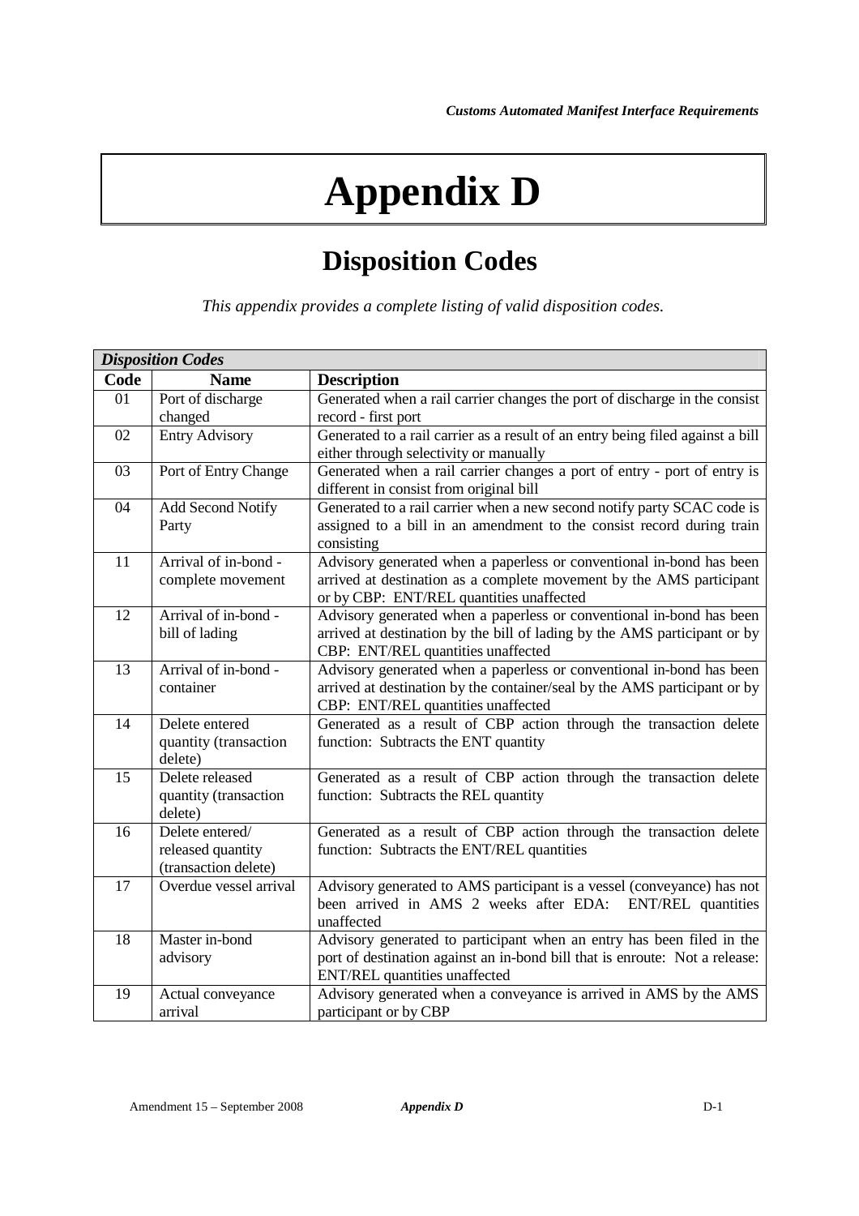# Appendix D

## Disposition Codes

*This appendix provides a complete listing of valid disposition codes.*

| ***Disposition Codes*** | | |
|---|---|---|
| **Code** | **Name** | **Description** |
| 01 | Port of discharge changed | Generated when a rail carrier changes the port of discharge in the consist record - first port |
| 02 | Entry Advisory | Generated to a rail carrier as a result of an entry being filed against a bill either through selectivity or manually |
| 03 | Port of Entry Change | Generated when a rail carrier changes a port of entry - port of entry is different in consist from original bill |
| 04 | Add Second Notify Party | Generated to a rail carrier when a new second notify party SCAC code is assigned to a bill in an amendment to the consist record during train consisting |
| 11 | Arrival of in-bond - complete movement | Advisory generated when a paperless or conventional in-bond has been arrived at destination as a complete movement by the AMS participant or by CBP: ENT/REL quantities unaffected |
| 12 | Arrival of in-bond - bill of lading | Advisory generated when a paperless or conventional in-bond has been arrived at destination by the bill of lading by the AMS participant or by CBP: ENT/REL quantities unaffected |
| 13 | Arrival of in-bond - container | Advisory generated when a paperless or conventional in-bond has been arrived at destination by the container/seal by the AMS participant or by CBP: ENT/REL quantities unaffected |
| 14 | Delete entered quantity (transaction delete) | Generated as a result of CBP action through the transaction delete function: Subtracts the ENT quantity |
| 15 | Delete released quantity (transaction delete) | Generated as a result of CBP action through the transaction delete function: Subtracts the REL quantity |
| 16 | Delete entered/ released quantity (transaction delete) | Generated as a result of CBP action through the transaction delete function: Subtracts the ENT/REL quantities |
| 17 | Overdue vessel arrival | Advisory generated to AMS participant is a vessel (conveyance) has not been arrived in AMS 2 weeks after EDA: ENT/REL quantities unaffected |
| 18 | Master in-bond advisory | Advisory generated to participant when an entry has been filed in the port of destination against an in-bond bill that is enroute: Not a release: ENT/REL quantities unaffected |
| 19 | Actual conveyance arrival | Advisory generated when a conveyance is arrived in AMS by the AMS participant or by CBP |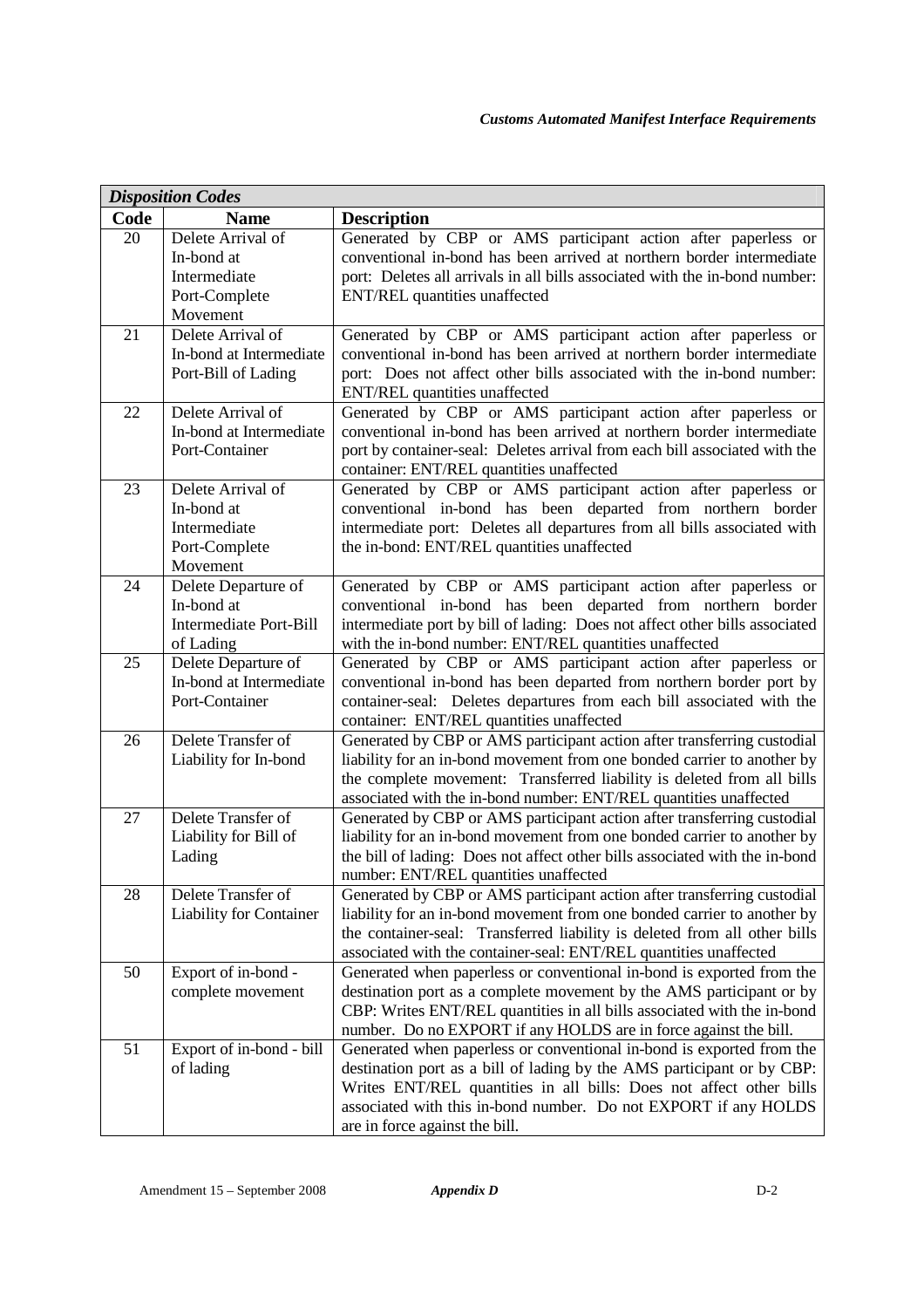| *Disposition Codes* | | |
|---|---|---|
| **Code** | **Name** | **Description** |
| 20 | Delete Arrival of In-bond at Intermediate Port-Complete Movement | Generated by CBP or AMS participant action after paperless or conventional in-bond has been arrived at northern border intermediate port: Deletes all arrivals in all bills associated with the in-bond number: ENT/REL quantities unaffected |
| 21 | Delete Arrival of In-bond at Intermediate Port-Bill of Lading | Generated by CBP or AMS participant action after paperless or conventional in-bond has been arrived at northern border intermediate port: Does not affect other bills associated with the in-bond number: ENT/REL quantities unaffected |
| 22 | Delete Arrival of In-bond at Intermediate Port-Container | Generated by CBP or AMS participant action after paperless or conventional in-bond has been arrived at northern border intermediate port by container-seal: Deletes arrival from each bill associated with the container: ENT/REL quantities unaffected |
| 23 | Delete Arrival of In-bond at Intermediate Port-Complete Movement | Generated by CBP or AMS participant action after paperless or conventional in-bond has been departed from northern border intermediate port: Deletes all departures from all bills associated with the in-bond: ENT/REL quantities unaffected |
| 24 | Delete Departure of In-bond at Intermediate Port-Bill of Lading | Generated by CBP or AMS participant action after paperless or conventional in-bond has been departed from northern border intermediate port by bill of lading: Does not affect other bills associated with the in-bond number: ENT/REL quantities unaffected |
| 25 | Delete Departure of In-bond at Intermediate Port-Container | Generated by CBP or AMS participant action after paperless or conventional in-bond has been departed from northern border port by container-seal: Deletes departures from each bill associated with the container: ENT/REL quantities unaffected |
| 26 | Delete Transfer of Liability for In-bond | Generated by CBP or AMS participant action after transferring custodial liability for an in-bond movement from one bonded carrier to another by the complete movement: Transferred liability is deleted from all bills associated with the in-bond number: ENT/REL quantities unaffected |
| 27 | Delete Transfer of Liability for Bill of Lading | Generated by CBP or AMS participant action after transferring custodial liability for an in-bond movement from one bonded carrier to another by the bill of lading: Does not affect other bills associated with the in-bond number: ENT/REL quantities unaffected |
| 28 | Delete Transfer of Liability for Container | Generated by CBP or AMS participant action after transferring custodial liability for an in-bond movement from one bonded carrier to another by the container-seal: Transferred liability is deleted from all other bills associated with the container-seal: ENT/REL quantities unaffected |
| 50 | Export of in-bond - complete movement | Generated when paperless or conventional in-bond is exported from the destination port as a complete movement by the AMS participant or by CBP: Writes ENT/REL quantities in all bills associated with the in-bond number. Do no EXPORT if any HOLDS are in force against the bill. |
| 51 | Export of in-bond - bill of lading | Generated when paperless or conventional in-bond is exported from the destination port as a bill of lading by the AMS participant or by CBP: Writes ENT/REL quantities in all bills: Does not affect other bills associated with this in-bond number. Do not EXPORT if any HOLDS are in force against the bill. |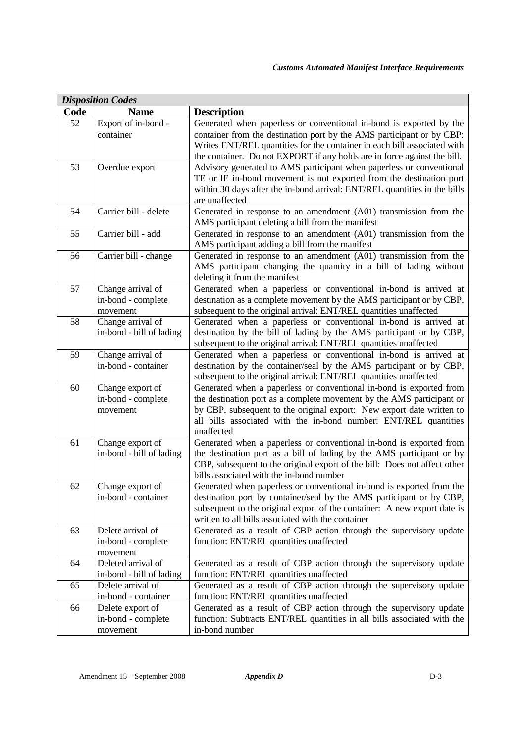| *Disposition Codes* | | |
|---|---|---|
| **Code** | **Name** | **Description** |
| 52 | Export of in-bond - container | Generated when paperless or conventional in-bond is exported by the container from the destination port by the AMS participant or by CBP: Writes ENT/REL quantities for the container in each bill associated with the container. Do not EXPORT if any holds are in force against the bill. |
| 53 | Overdue export | Advisory generated to AMS participant when paperless or conventional TE or IE in-bond movement is not exported from the destination port within 30 days after the in-bond arrival: ENT/REL quantities in the bills are unaffected |
| 54 | Carrier bill - delete | Generated in response to an amendment (A01) transmission from the AMS participant deleting a bill from the manifest |
| 55 | Carrier bill - add | Generated in response to an amendment (A01) transmission from the AMS participant adding a bill from the manifest |
| 56 | Carrier bill - change | Generated in response to an amendment (A01) transmission from the AMS participant changing the quantity in a bill of lading without deleting it from the manifest |
| 57 | Change arrival of in-bond - complete movement | Generated when a paperless or conventional in-bond is arrived at destination as a complete movement by the AMS participant or by CBP, subsequent to the original arrival: ENT/REL quantities unaffected |
| 58 | Change arrival of in-bond - bill of lading | Generated when a paperless or conventional in-bond is arrived at destination by the bill of lading by the AMS participant or by CBP, subsequent to the original arrival: ENT/REL quantities unaffected |
| 59 | Change arrival of in-bond - container | Generated when a paperless or conventional in-bond is arrived at destination by the container/seal by the AMS participant or by CBP, subsequent to the original arrival: ENT/REL quantities unaffected |
| 60 | Change export of in-bond - complete movement | Generated when a paperless or conventional in-bond is exported from the destination port as a complete movement by the AMS participant or by CBP, subsequent to the original export: New export date written to all bills associated with the in-bond number: ENT/REL quantities unaffected |
| 61 | Change export of in-bond - bill of lading | Generated when a paperless or conventional in-bond is exported from the destination port as a bill of lading by the AMS participant or by CBP, subsequent to the original export of the bill: Does not affect other bills associated with the in-bond number |
| 62 | Change export of in-bond - container | Generated when paperless or conventional in-bond is exported from the destination port by container/seal by the AMS participant or by CBP, subsequent to the original export of the container: A new export date is written to all bills associated with the container |
| 63 | Delete arrival of in-bond - complete movement | Generated as a result of CBP action through the supervisory update function: ENT/REL quantities unaffected |
| 64 | Deleted arrival of in-bond - bill of lading | Generated as a result of CBP action through the supervisory update function: ENT/REL quantities unaffected |
| 65 | Delete arrival of in-bond - container | Generated as a result of CBP action through the supervisory update function: ENT/REL quantities unaffected |
| 66 | Delete export of in-bond - complete movement | Generated as a result of CBP action through the supervisory update function: Subtracts ENT/REL quantities in all bills associated with the in-bond number |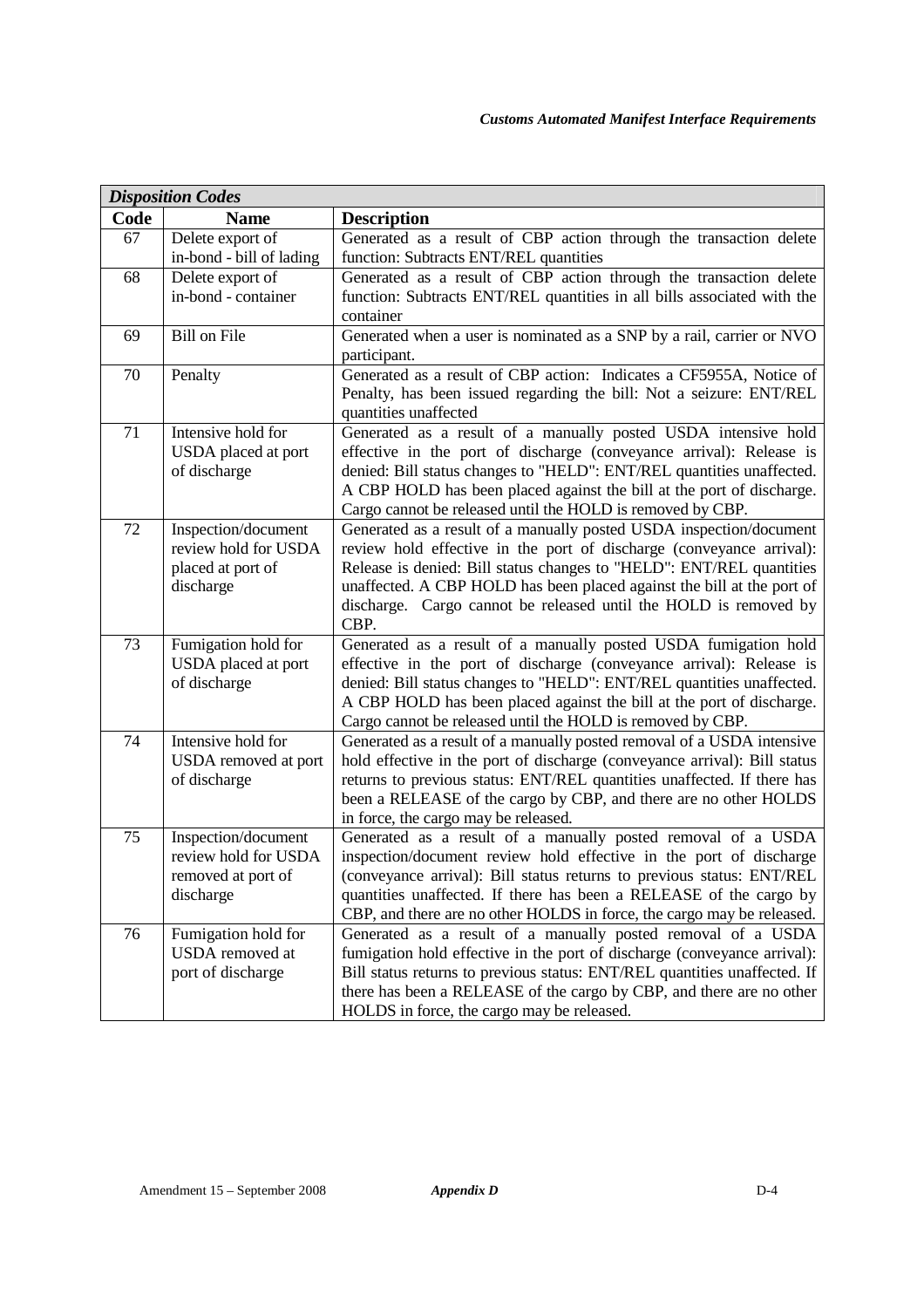| *Disposition Codes* | | |
|---|---|---|
| **Code** | **Name** | **Description** |
| 67 | Delete export of in-bond - bill of lading | Generated as a result of CBP action through the transaction delete function: Subtracts ENT/REL quantities |
| 68 | Delete export of in-bond - container | Generated as a result of CBP action through the transaction delete function: Subtracts ENT/REL quantities in all bills associated with the container |
| 69 | Bill on File | Generated when a user is nominated as a SNP by a rail, carrier or NVO participant. |
| 70 | Penalty | Generated as a result of CBP action: Indicates a CF5955A, Notice of Penalty, has been issued regarding the bill: Not a seizure: ENT/REL quantities unaffected |
| 71 | Intensive hold for USDA placed at port of discharge | Generated as a result of a manually posted USDA intensive hold effective in the port of discharge (conveyance arrival): Release is denied: Bill status changes to "HELD": ENT/REL quantities unaffected. A CBP HOLD has been placed against the bill at the port of discharge. Cargo cannot be released until the HOLD is removed by CBP. |
| 72 | Inspection/document review hold for USDA placed at port of discharge | Generated as a result of a manually posted USDA inspection/document review hold effective in the port of discharge (conveyance arrival): Release is denied: Bill status changes to "HELD": ENT/REL quantities unaffected. A CBP HOLD has been placed against the bill at the port of discharge. Cargo cannot be released until the HOLD is removed by CBP. |
| 73 | Fumigation hold for USDA placed at port of discharge | Generated as a result of a manually posted USDA fumigation hold effective in the port of discharge (conveyance arrival): Release is denied: Bill status changes to "HELD": ENT/REL quantities unaffected. A CBP HOLD has been placed against the bill at the port of discharge. Cargo cannot be released until the HOLD is removed by CBP. |
| 74 | Intensive hold for USDA removed at port of discharge | Generated as a result of a manually posted removal of a USDA intensive hold effective in the port of discharge (conveyance arrival): Bill status returns to previous status: ENT/REL quantities unaffected. If there has been a RELEASE of the cargo by CBP, and there are no other HOLDS in force, the cargo may be released. |
| 75 | Inspection/document review hold for USDA removed at port of discharge | Generated as a result of a manually posted removal of a USDA inspection/document review hold effective in the port of discharge (conveyance arrival): Bill status returns to previous status: ENT/REL quantities unaffected. If there has been a RELEASE of the cargo by CBP, and there are no other HOLDS in force, the cargo may be released. |
| 76 | Fumigation hold for USDA removed at port of discharge | Generated as a result of a manually posted removal of a USDA fumigation hold effective in the port of discharge (conveyance arrival): Bill status returns to previous status: ENT/REL quantities unaffected. If there has been a RELEASE of the cargo by CBP, and there are no other HOLDS in force, the cargo may be released. |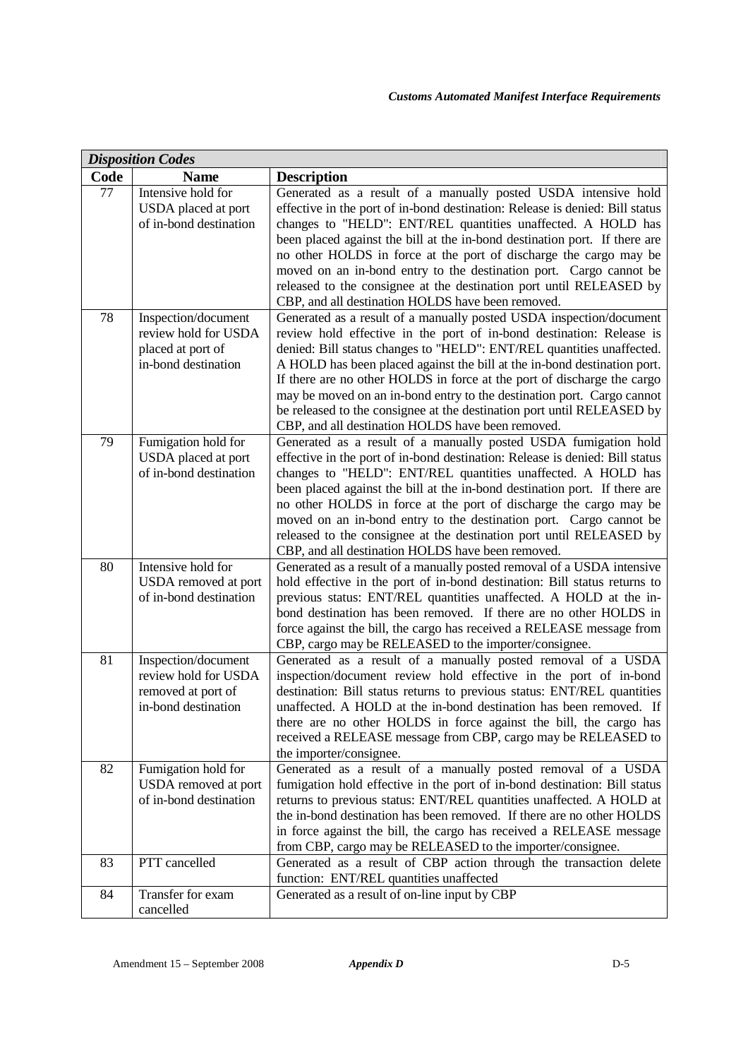| *Disposition Codes* | | |
|---|---|---|
| **Code** | **Name** | **Description** |
| 77 | Intensive hold for USDA placed at port of in-bond destination | Generated as a result of a manually posted USDA intensive hold effective in the port of in-bond destination: Release is denied: Bill status changes to "HELD": ENT/REL quantities unaffected. A HOLD has been placed against the bill at the in-bond destination port. If there are no other HOLDS in force at the port of discharge the cargo may be moved on an in-bond entry to the destination port. Cargo cannot be released to the consignee at the destination port until RELEASED by CBP, and all destination HOLDS have been removed. |
| 78 | Inspection/document review hold for USDA placed at port of in-bond destination | Generated as a result of a manually posted USDA inspection/document review hold effective in the port of in-bond destination: Release is denied: Bill status changes to "HELD": ENT/REL quantities unaffected. A HOLD has been placed against the bill at the in-bond destination port. If there are no other HOLDS in force at the port of discharge the cargo may be moved on an in-bond entry to the destination port. Cargo cannot be released to the consignee at the destination port until RELEASED by CBP, and all destination HOLDS have been removed. |
| 79 | Fumigation hold for USDA placed at port of in-bond destination | Generated as a result of a manually posted USDA fumigation hold effective in the port of in-bond destination: Release is denied: Bill status changes to "HELD": ENT/REL quantities unaffected. A HOLD has been placed against the bill at the in-bond destination port. If there are no other HOLDS in force at the port of discharge the cargo may be moved on an in-bond entry to the destination port. Cargo cannot be released to the consignee at the destination port until RELEASED by CBP, and all destination HOLDS have been removed. |
| 80 | Intensive hold for USDA removed at port of in-bond destination | Generated as a result of a manually posted removal of a USDA intensive hold effective in the port of in-bond destination: Bill status returns to previous status: ENT/REL quantities unaffected. A HOLD at the in-bond destination has been removed. If there are no other HOLDS in force against the bill, the cargo has received a RELEASE message from CBP, cargo may be RELEASED to the importer/consignee. |
| 81 | Inspection/document review hold for USDA removed at port of in-bond destination | Generated as a result of a manually posted removal of a USDA inspection/document review hold effective in the port of in-bond destination: Bill status returns to previous status: ENT/REL quantities unaffected. A HOLD at the in-bond destination has been removed. If there are no other HOLDS in force against the bill, the cargo has received a RELEASE message from CBP, cargo may be RELEASED to the importer/consignee. |
| 82 | Fumigation hold for USDA removed at port of in-bond destination | Generated as a result of a manually posted removal of a USDA fumigation hold effective in the port of in-bond destination: Bill status returns to previous status: ENT/REL quantities unaffected. A HOLD at the in-bond destination has been removed. If there are no other HOLDS in force against the bill, the cargo has received a RELEASE message from CBP, cargo may be RELEASED to the importer/consignee. |
| 83 | PTT cancelled | Generated as a result of CBP action through the transaction delete function: ENT/REL quantities unaffected |
| 84 | Transfer for exam cancelled | Generated as a result of on-line input by CBP |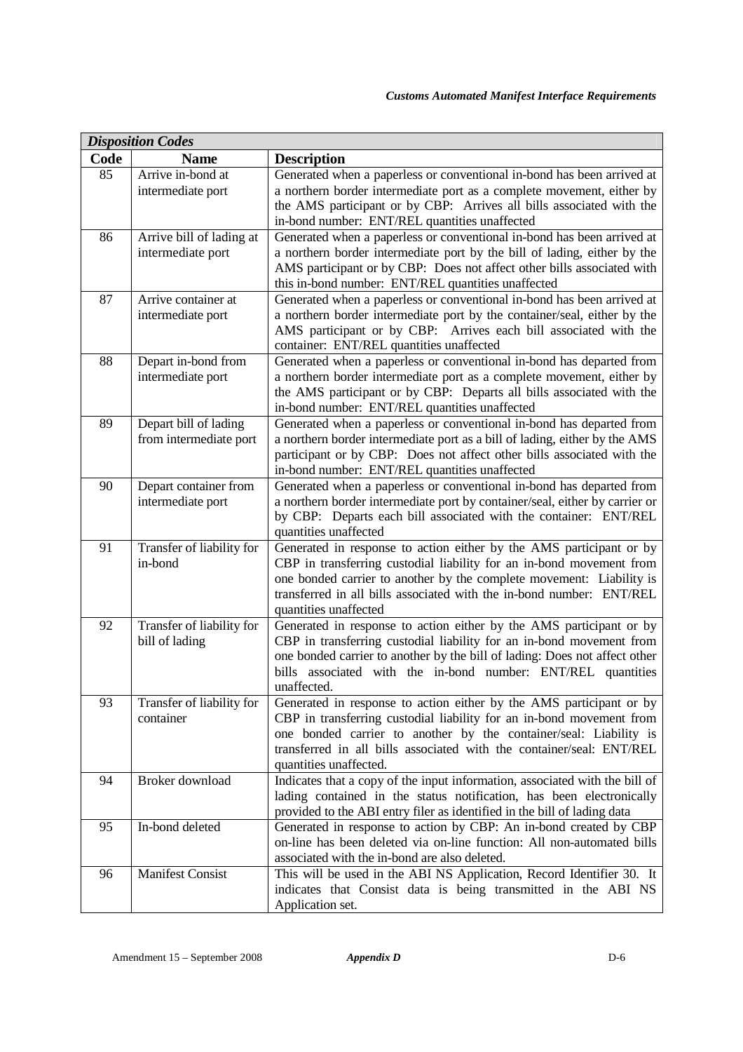| *Disposition Codes* | | |
|---|---|---|
| **Code** | **Name** | **Description** |
| 85 | Arrive in-bond at intermediate port | Generated when a paperless or conventional in-bond has been arrived at a northern border intermediate port as a complete movement, either by the AMS participant or by CBP: Arrives all bills associated with the in-bond number: ENT/REL quantities unaffected |
| 86 | Arrive bill of lading at intermediate port | Generated when a paperless or conventional in-bond has been arrived at a northern border intermediate port by the bill of lading, either by the AMS participant or by CBP: Does not affect other bills associated with this in-bond number: ENT/REL quantities unaffected |
| 87 | Arrive container at intermediate port | Generated when a paperless or conventional in-bond has been arrived at a northern border intermediate port by the container/seal, either by the AMS participant or by CBP: Arrives each bill associated with the container: ENT/REL quantities unaffected |
| 88 | Depart in-bond from intermediate port | Generated when a paperless or conventional in-bond has departed from a northern border intermediate port as a complete movement, either by the AMS participant or by CBP: Departs all bills associated with the in-bond number: ENT/REL quantities unaffected |
| 89 | Depart bill of lading from intermediate port | Generated when a paperless or conventional in-bond has departed from a northern border intermediate port as a bill of lading, either by the AMS participant or by CBP: Does not affect other bills associated with the in-bond number: ENT/REL quantities unaffected |
| 90 | Depart container from intermediate port | Generated when a paperless or conventional in-bond has departed from a northern border intermediate port by container/seal, either by carrier or by CBP: Departs each bill associated with the container: ENT/REL quantities unaffected |
| 91 | Transfer of liability for in-bond | Generated in response to action either by the AMS participant or by CBP in transferring custodial liability for an in-bond movement from one bonded carrier to another by the complete movement: Liability is transferred in all bills associated with the in-bond number: ENT/REL quantities unaffected |
| 92 | Transfer of liability for bill of lading | Generated in response to action either by the AMS participant or by CBP in transferring custodial liability for an in-bond movement from one bonded carrier to another by the bill of lading: Does not affect other bills associated with the in-bond number: ENT/REL quantities unaffected. |
| 93 | Transfer of liability for container | Generated in response to action either by the AMS participant or by CBP in transferring custodial liability for an in-bond movement from one bonded carrier to another by the container/seal: Liability is transferred in all bills associated with the container/seal: ENT/REL quantities unaffected. |
| 94 | Broker download | Indicates that a copy of the input information, associated with the bill of lading contained in the status notification, has been electronically provided to the ABI entry filer as identified in the bill of lading data |
| 95 | In-bond deleted | Generated in response to action by CBP: An in-bond created by CBP on-line has been deleted via on-line function: All non-automated bills associated with the in-bond are also deleted. |
| 96 | Manifest Consist | This will be used in the ABI NS Application, Record Identifier 30. It indicates that Consist data is being transmitted in the ABI NS Application set. |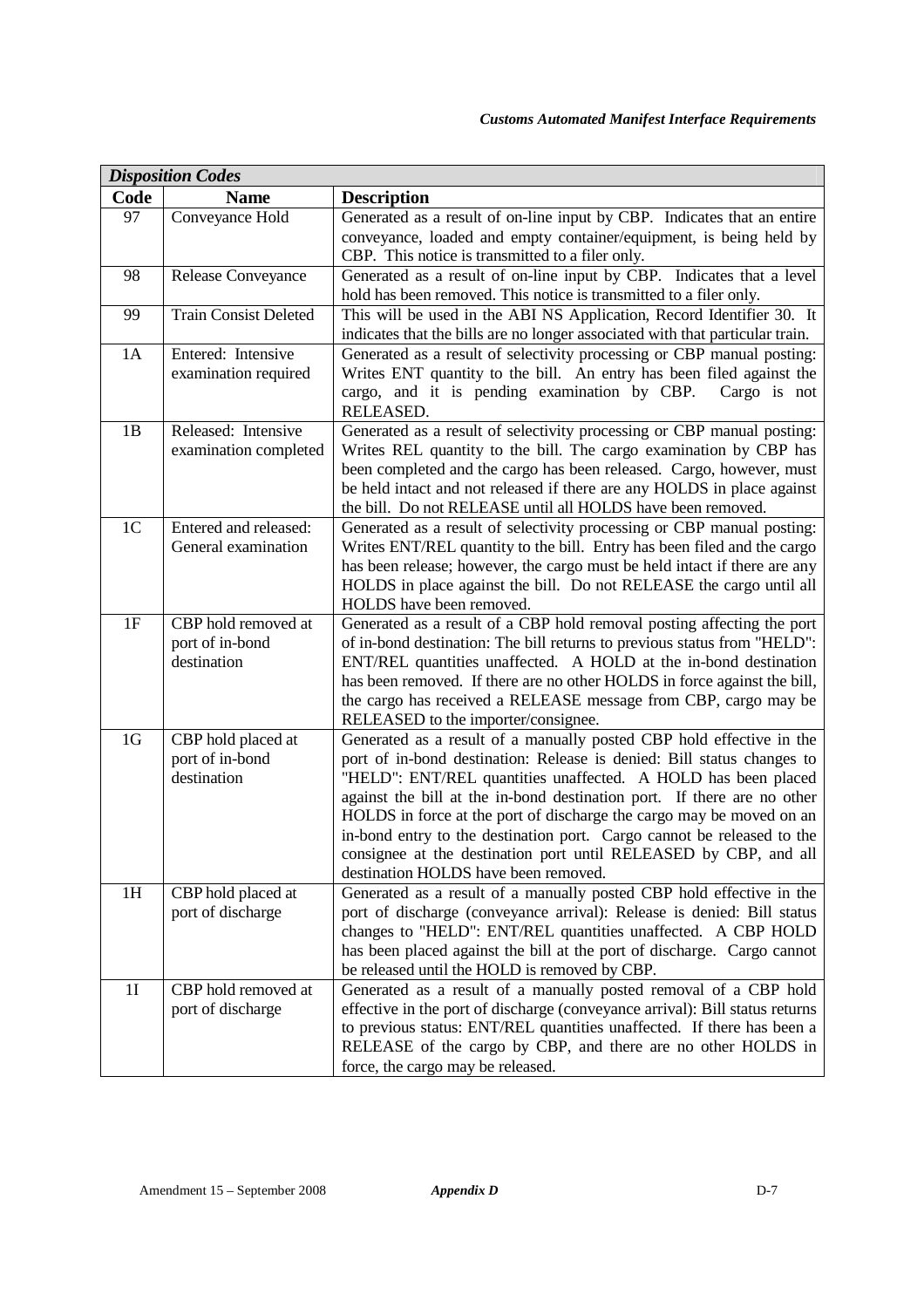| *Disposition Codes* | | |
|---|---|---|
| **Code** | **Name** | **Description** |
| 97 | Conveyance Hold | Generated as a result of on-line input by CBP. Indicates that an entire conveyance, loaded and empty container/equipment, is being held by CBP. This notice is transmitted to a filer only. |
| 98 | Release Conveyance | Generated as a result of on-line input by CBP. Indicates that a level hold has been removed. This notice is transmitted to a filer only. |
| 99 | Train Consist Deleted | This will be used in the ABI NS Application, Record Identifier 30. It indicates that the bills are no longer associated with that particular train. |
| 1A | Entered: Intensive examination required | Generated as a result of selectivity processing or CBP manual posting: Writes ENT quantity to the bill. An entry has been filed against the cargo, and it is pending examination by CBP. Cargo is not RELEASED. |
| 1B | Released: Intensive examination completed | Generated as a result of selectivity processing or CBP manual posting: Writes REL quantity to the bill. The cargo examination by CBP has been completed and the cargo has been released. Cargo, however, must be held intact and not released if there are any HOLDS in place against the bill. Do not RELEASE until all HOLDS have been removed. |
| 1C | Entered and released: General examination | Generated as a result of selectivity processing or CBP manual posting: Writes ENT/REL quantity to the bill. Entry has been filed and the cargo has been release; however, the cargo must be held intact if there are any HOLDS in place against the bill. Do not RELEASE the cargo until all HOLDS have been removed. |
| 1F | CBP hold removed at port of in-bond destination | Generated as a result of a CBP hold removal posting affecting the port of in-bond destination: The bill returns to previous status from "HELD": ENT/REL quantities unaffected. A HOLD at the in-bond destination has been removed. If there are no other HOLDS in force against the bill, the cargo has received a RELEASE message from CBP, cargo may be RELEASED to the importer/consignee. |
| 1G | CBP hold placed at port of in-bond destination | Generated as a result of a manually posted CBP hold effective in the port of in-bond destination: Release is denied: Bill status changes to "HELD": ENT/REL quantities unaffected. A HOLD has been placed against the bill at the in-bond destination port. If there are no other HOLDS in force at the port of discharge the cargo may be moved on an in-bond entry to the destination port. Cargo cannot be released to the consignee at the destination port until RELEASED by CBP, and all destination HOLDS have been removed. |
| 1H | CBP hold placed at port of discharge | Generated as a result of a manually posted CBP hold effective in the port of discharge (conveyance arrival): Release is denied: Bill status changes to "HELD": ENT/REL quantities unaffected. A CBP HOLD has been placed against the bill at the port of discharge. Cargo cannot be released until the HOLD is removed by CBP. |
| 1I | CBP hold removed at port of discharge | Generated as a result of a manually posted removal of a CBP hold effective in the port of discharge (conveyance arrival): Bill status returns to previous status: ENT/REL quantities unaffected. If there has been a RELEASE of the cargo by CBP, and there are no other HOLDS in force, the cargo may be released. |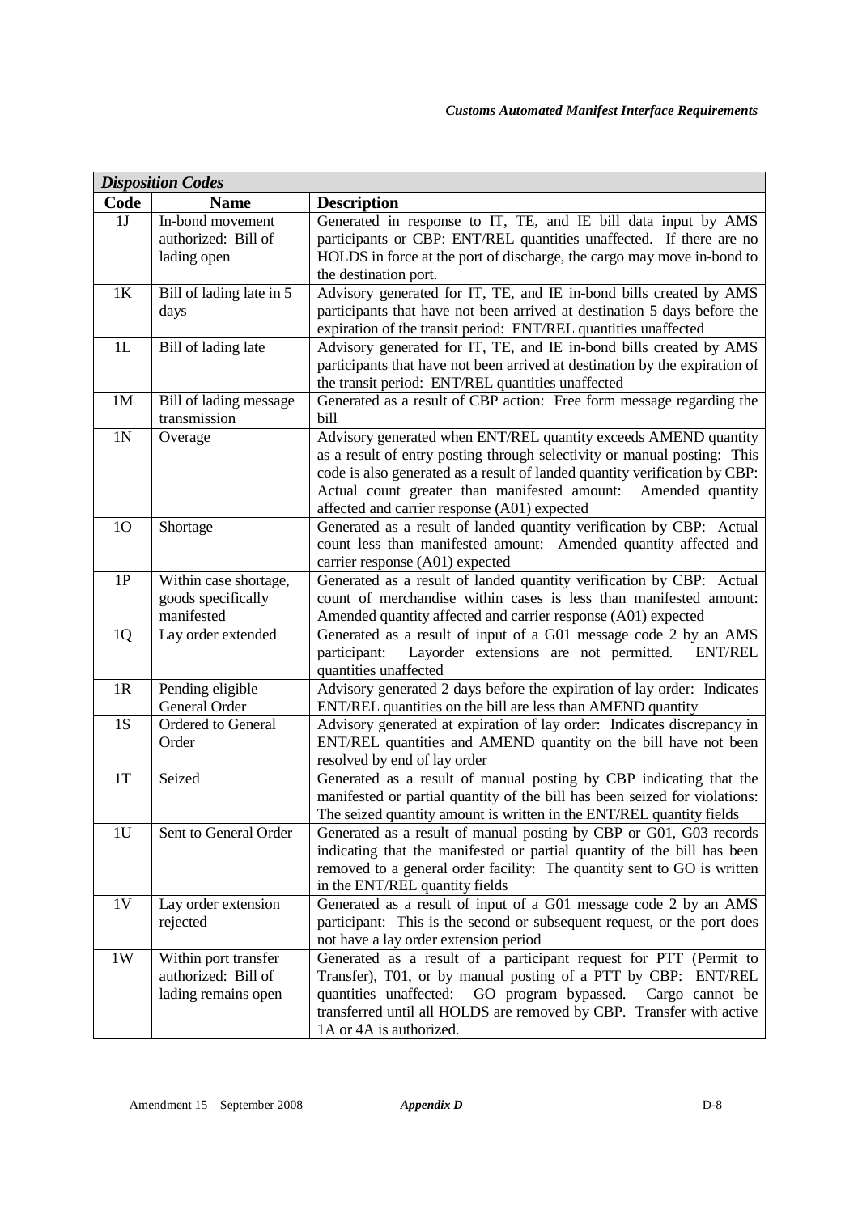| *Disposition Codes* | | |
|---|---|---|
| **Code** | **Name** | **Description** |
| 1J | In-bond movement authorized: Bill of lading open | Generated in response to IT, TE, and IE bill data input by AMS participants or CBP: ENT/REL quantities unaffected. If there are no HOLDS in force at the port of discharge, the cargo may move in-bond to the destination port. |
| 1K | Bill of lading late in 5 days | Advisory generated for IT, TE, and IE in-bond bills created by AMS participants that have not been arrived at destination 5 days before the expiration of the transit period: ENT/REL quantities unaffected |
| 1L | Bill of lading late | Advisory generated for IT, TE, and IE in-bond bills created by AMS participants that have not been arrived at destination by the expiration of the transit period: ENT/REL quantities unaffected |
| 1M | Bill of lading message transmission | Generated as a result of CBP action: Free form message regarding the bill |
| 1N | Overage | Advisory generated when ENT/REL quantity exceeds AMEND quantity as a result of entry posting through selectivity or manual posting: This code is also generated as a result of landed quantity verification by CBP: Actual count greater than manifested amount: Amended quantity affected and carrier response (A01) expected |
| 1O | Shortage | Generated as a result of landed quantity verification by CBP: Actual count less than manifested amount: Amended quantity affected and carrier response (A01) expected |
| 1P | Within case shortage, goods specifically manifested | Generated as a result of landed quantity verification by CBP: Actual count of merchandise within cases is less than manifested amount: Amended quantity affected and carrier response (A01) expected |
| 1Q | Lay order extended | Generated as a result of input of a G01 message code 2 by an AMS participant: Layorder extensions are not permitted. ENT/REL quantities unaffected |
| 1R | Pending eligible General Order | Advisory generated 2 days before the expiration of lay order: Indicates ENT/REL quantities on the bill are less than AMEND quantity |
| 1S | Ordered to General Order | Advisory generated at expiration of lay order: Indicates discrepancy in ENT/REL quantities and AMEND quantity on the bill have not been resolved by end of lay order |
| 1T | Seized | Generated as a result of manual posting by CBP indicating that the manifested or partial quantity of the bill has been seized for violations: The seized quantity amount is written in the ENT/REL quantity fields |
| 1U | Sent to General Order | Generated as a result of manual posting by CBP or G01, G03 records indicating that the manifested or partial quantity of the bill has been removed to a general order facility: The quantity sent to GO is written in the ENT/REL quantity fields |
| 1V | Lay order extension rejected | Generated as a result of input of a G01 message code 2 by an AMS participant: This is the second or subsequent request, or the port does not have a lay order extension period |
| 1W | Within port transfer authorized: Bill of lading remains open | Generated as a result of a participant request for PTT (Permit to Transfer), T01, or by manual posting of a PTT by CBP: ENT/REL quantities unaffected: GO program bypassed. Cargo cannot be transferred until all HOLDS are removed by CBP. Transfer with active 1A or 4A is authorized. |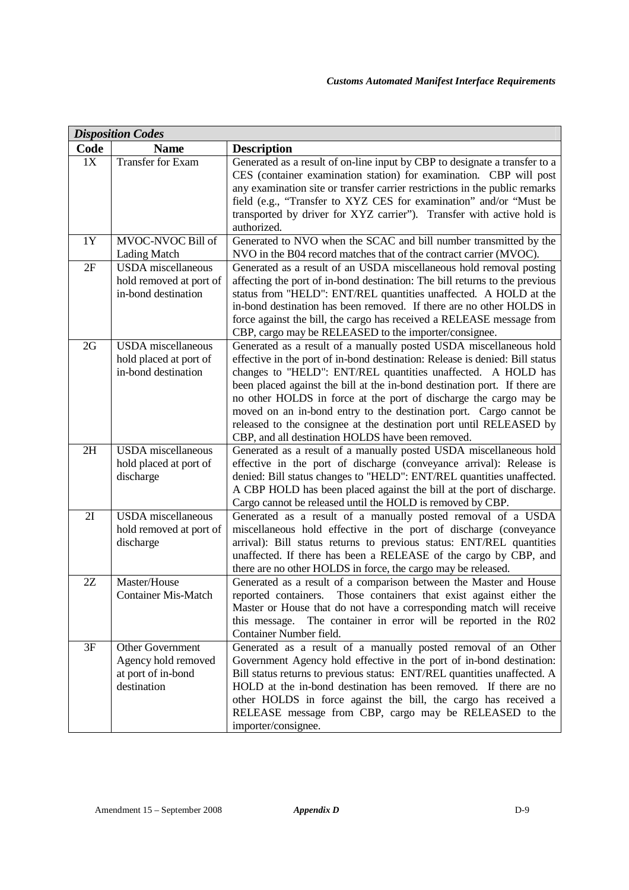| *Disposition Codes* | | |
|---|---|---|
| **Code** | **Name** | **Description** |
| 1X | Transfer for Exam | Generated as a result of on-line input by CBP to designate a transfer to a CES (container examination station) for examination. CBP will post any examination site or transfer carrier restrictions in the public remarks field (e.g., "Transfer to XYZ CES for examination" and/or "Must be transported by driver for XYZ carrier"). Transfer with active hold is authorized. |
| 1Y | MVOC-NVOC Bill of Lading Match | Generated to NVO when the SCAC and bill number transmitted by the NVO in the B04 record matches that of the contract carrier (MVOC). |
| 2F | USDA miscellaneous hold removed at port of in-bond destination | Generated as a result of an USDA miscellaneous hold removal posting affecting the port of in-bond destination: The bill returns to the previous status from "HELD": ENT/REL quantities unaffected. A HOLD at the in-bond destination has been removed. If there are no other HOLDS in force against the bill, the cargo has received a RELEASE message from CBP, cargo may be RELEASED to the importer/consignee. |
| 2G | USDA miscellaneous hold placed at port of in-bond destination | Generated as a result of a manually posted USDA miscellaneous hold effective in the port of in-bond destination: Release is denied: Bill status changes to "HELD": ENT/REL quantities unaffected. A HOLD has been placed against the bill at the in-bond destination port. If there are no other HOLDS in force at the port of discharge the cargo may be moved on an in-bond entry to the destination port. Cargo cannot be released to the consignee at the destination port until RELEASED by CBP, and all destination HOLDS have been removed. |
| 2H | USDA miscellaneous hold placed at port of discharge | Generated as a result of a manually posted USDA miscellaneous hold effective in the port of discharge (conveyance arrival): Release is denied: Bill status changes to "HELD": ENT/REL quantities unaffected. A CBP HOLD has been placed against the bill at the port of discharge. Cargo cannot be released until the HOLD is removed by CBP. |
| 2I | USDA miscellaneous hold removed at port of discharge | Generated as a result of a manually posted removal of a USDA miscellaneous hold effective in the port of discharge (conveyance arrival): Bill status returns to previous status: ENT/REL quantities unaffected. If there has been a RELEASE of the cargo by CBP, and there are no other HOLDS in force, the cargo may be released. |
| 2Z | Master/House Container Mis-Match | Generated as a result of a comparison between the Master and House reported containers. Those containers that exist against either the Master or House that do not have a corresponding match will receive this message. The container in error will be reported in the R02 Container Number field. |
| 3F | Other Government Agency hold removed at port of in-bond destination | Generated as a result of a manually posted removal of an Other Government Agency hold effective in the port of in-bond destination: Bill status returns to previous status: ENT/REL quantities unaffected. A HOLD at the in-bond destination has been removed. If there are no other HOLDS in force against the bill, the cargo has received a RELEASE message from CBP, cargo may be RELEASED to the importer/consignee. |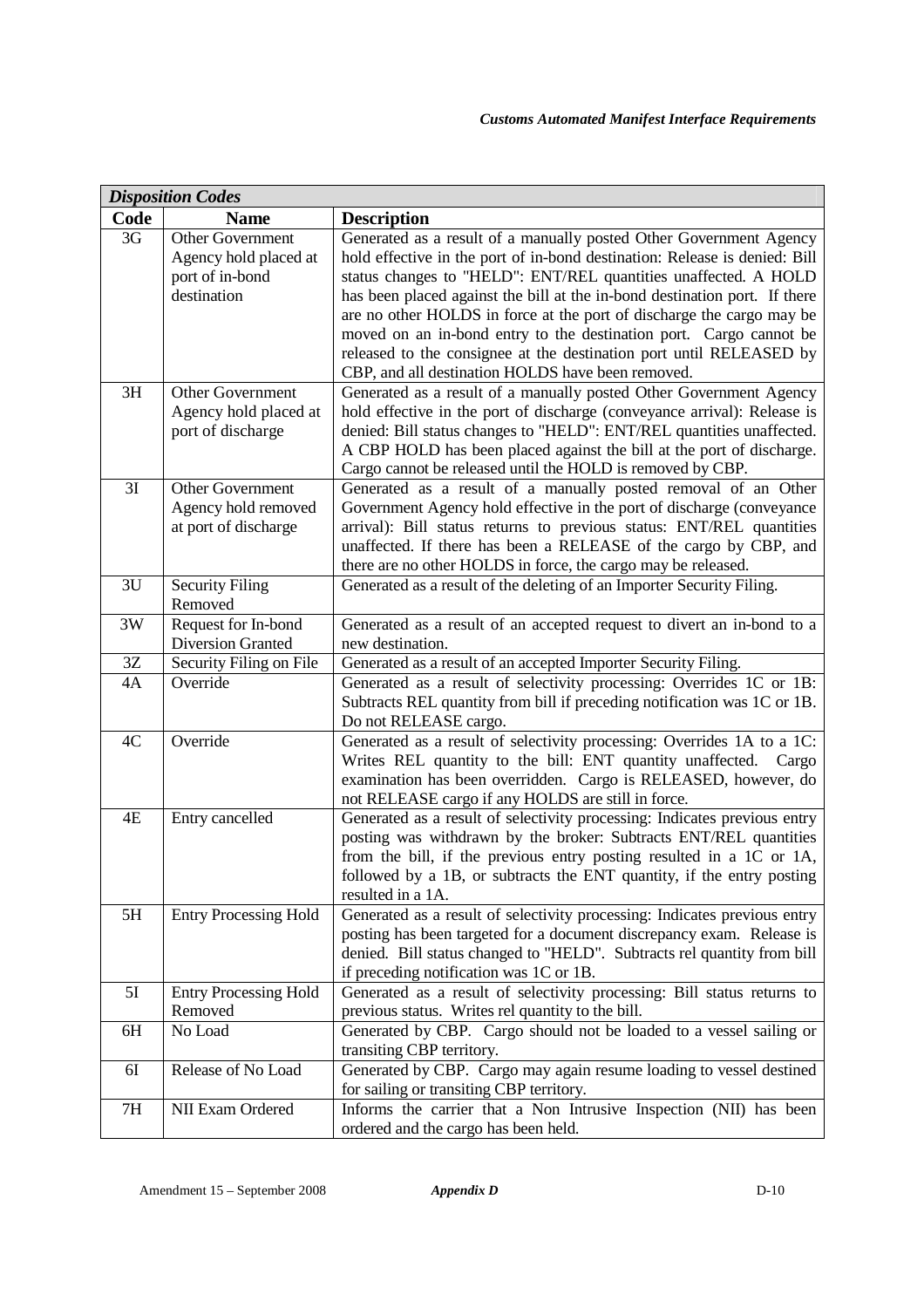| *Disposition Codes* | | |
|---|---|---|
| **Code** | **Name** | **Description** |
| 3G | Other Government Agency hold placed at port of in-bond destination | Generated as a result of a manually posted Other Government Agency hold effective in the port of in-bond destination: Release is denied: Bill status changes to "HELD": ENT/REL quantities unaffected. A HOLD has been placed against the bill at the in-bond destination port. If there are no other HOLDS in force at the port of discharge the cargo may be moved on an in-bond entry to the destination port. Cargo cannot be released to the consignee at the destination port until RELEASED by CBP, and all destination HOLDS have been removed. |
| 3H | Other Government Agency hold placed at port of discharge | Generated as a result of a manually posted Other Government Agency hold effective in the port of discharge (conveyance arrival): Release is denied: Bill status changes to "HELD": ENT/REL quantities unaffected. A CBP HOLD has been placed against the bill at the port of discharge. Cargo cannot be released until the HOLD is removed by CBP. |
| 3I | Other Government Agency hold removed at port of discharge | Generated as a result of a manually posted removal of an Other Government Agency hold effective in the port of discharge (conveyance arrival): Bill status returns to previous status: ENT/REL quantities unaffected. If there has been a RELEASE of the cargo by CBP, and there are no other HOLDS in force, the cargo may be released. |
| 3U | Security Filing Removed | Generated as a result of the deleting of an Importer Security Filing. |
| 3W | Request for In-bond Diversion Granted | Generated as a result of an accepted request to divert an in-bond to a new destination. |
| 3Z | Security Filing on File | Generated as a result of an accepted Importer Security Filing. |
| 4A | Override | Generated as a result of selectivity processing: Overrides 1C or 1B: Subtracts REL quantity from bill if preceding notification was 1C or 1B. Do not RELEASE cargo. |
| 4C | Override | Generated as a result of selectivity processing: Overrides 1A to a 1C: Writes REL quantity to the bill: ENT quantity unaffected. Cargo examination has been overridden. Cargo is RELEASED, however, do not RELEASE cargo if any HOLDS are still in force. |
| 4E | Entry cancelled | Generated as a result of selectivity processing: Indicates previous entry posting was withdrawn by the broker: Subtracts ENT/REL quantities from the bill, if the previous entry posting resulted in a 1C or 1A, followed by a 1B, or subtracts the ENT quantity, if the entry posting resulted in a 1A. |
| 5H | Entry Processing Hold | Generated as a result of selectivity processing: Indicates previous entry posting has been targeted for a document discrepancy exam. Release is denied. Bill status changed to "HELD". Subtracts rel quantity from bill if preceding notification was 1C or 1B. |
| 5I | Entry Processing Hold Removed | Generated as a result of selectivity processing: Bill status returns to previous status. Writes rel quantity to the bill. |
| 6H | No Load | Generated by CBP. Cargo should not be loaded to a vessel sailing or transiting CBP territory. |
| 6I | Release of No Load | Generated by CBP. Cargo may again resume loading to vessel destined for sailing or transiting CBP territory. |
| 7H | NII Exam Ordered | Informs the carrier that a Non Intrusive Inspection (NII) has been ordered and the cargo has been held. |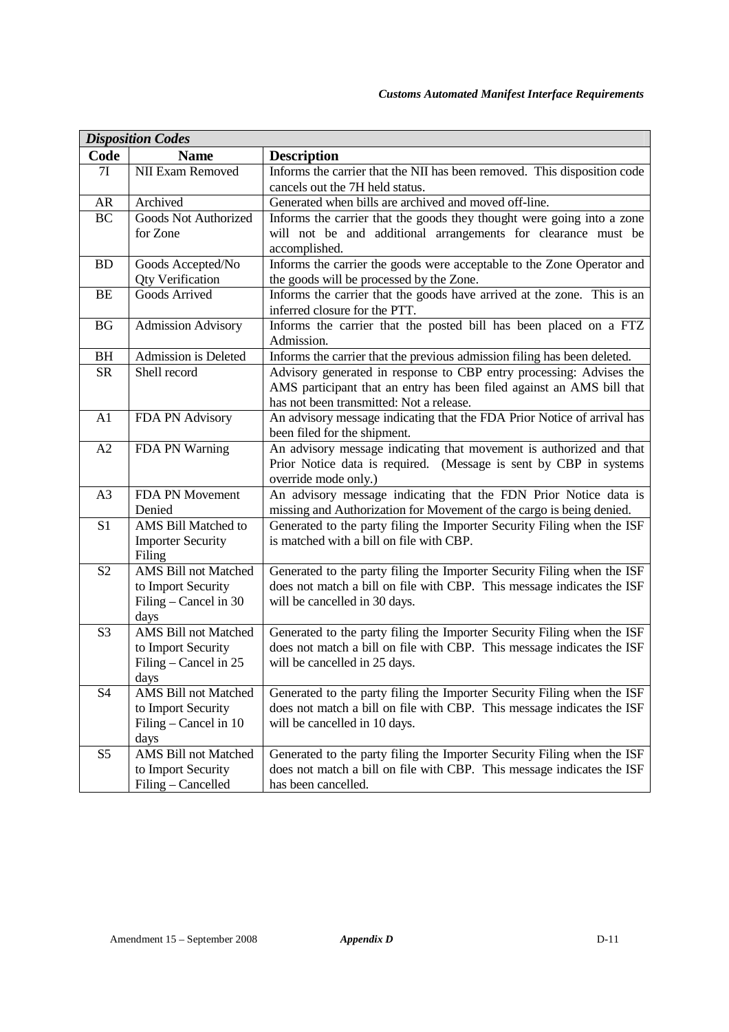| *Disposition Codes* | | |
|---|---|---|
| **Code** | **Name** | **Description** |
| 7I | NII Exam Removed | Informs the carrier that the NII has been removed. This disposition code cancels out the 7H held status. |
| AR | Archived | Generated when bills are archived and moved off-line. |
| BC | Goods Not Authorized for Zone | Informs the carrier that the goods they thought were going into a zone will not be and additional arrangements for clearance must be accomplished. |
| BD | Goods Accepted/No Qty Verification | Informs the carrier the goods were acceptable to the Zone Operator and the goods will be processed by the Zone. |
| BE | Goods Arrived | Informs the carrier that the goods have arrived at the zone. This is an inferred closure for the PTT. |
| BG | Admission Advisory | Informs the carrier that the posted bill has been placed on a FTZ Admission. |
| BH | Admission is Deleted | Informs the carrier that the previous admission filing has been deleted. |
| SR | Shell record | Advisory generated in response to CBP entry processing: Advises the AMS participant that an entry has been filed against an AMS bill that has not been transmitted: Not a release. |
| A1 | FDA PN Advisory | An advisory message indicating that the FDA Prior Notice of arrival has been filed for the shipment. |
| A2 | FDA PN Warning | An advisory message indicating that movement is authorized and that Prior Notice data is required. (Message is sent by CBP in systems override mode only.) |
| A3 | FDA PN Movement Denied | An advisory message indicating that the FDN Prior Notice data is missing and Authorization for Movement of the cargo is being denied. |
| S1 | AMS Bill Matched to Importer Security Filing | Generated to the party filing the Importer Security Filing when the ISF is matched with a bill on file with CBP. |
| S2 | AMS Bill not Matched to Import Security Filing – Cancel in 30 days | Generated to the party filing the Importer Security Filing when the ISF does not match a bill on file with CBP. This message indicates the ISF will be cancelled in 30 days. |
| S3 | AMS Bill not Matched to Import Security Filing – Cancel in 25 days | Generated to the party filing the Importer Security Filing when the ISF does not match a bill on file with CBP. This message indicates the ISF will be cancelled in 25 days. |
| S4 | AMS Bill not Matched to Import Security Filing – Cancel in 10 days | Generated to the party filing the Importer Security Filing when the ISF does not match a bill on file with CBP. This message indicates the ISF will be cancelled in 10 days. |
| S5 | AMS Bill not Matched to Import Security Filing – Cancelled | Generated to the party filing the Importer Security Filing when the ISF does not match a bill on file with CBP. This message indicates the ISF has been cancelled. |